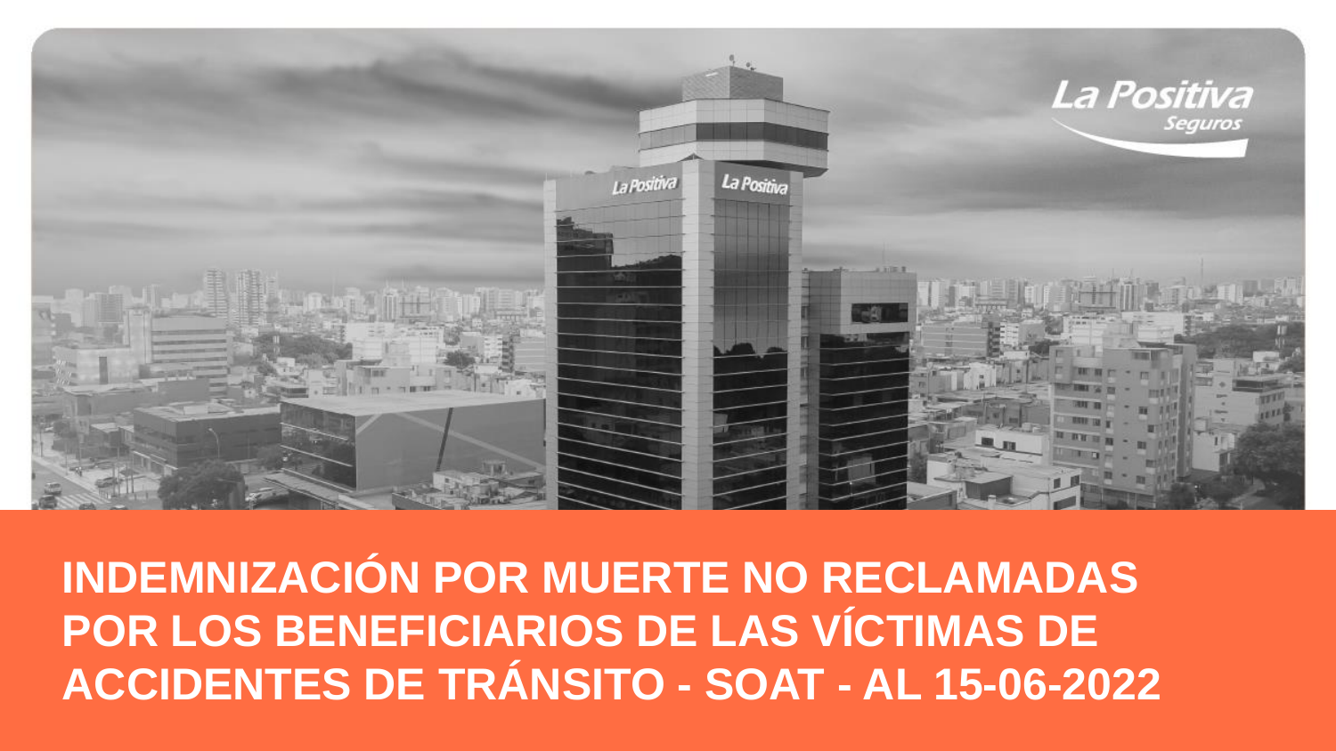# INDEMNIZACIÓN POR MUERTE NO RECLAMADAS POR LOS BENEFICIARIOS DE LAS VÍCTIMAS DE ACCIDENTES DE TRÁNSITO - SOAT - AL 15-06-2022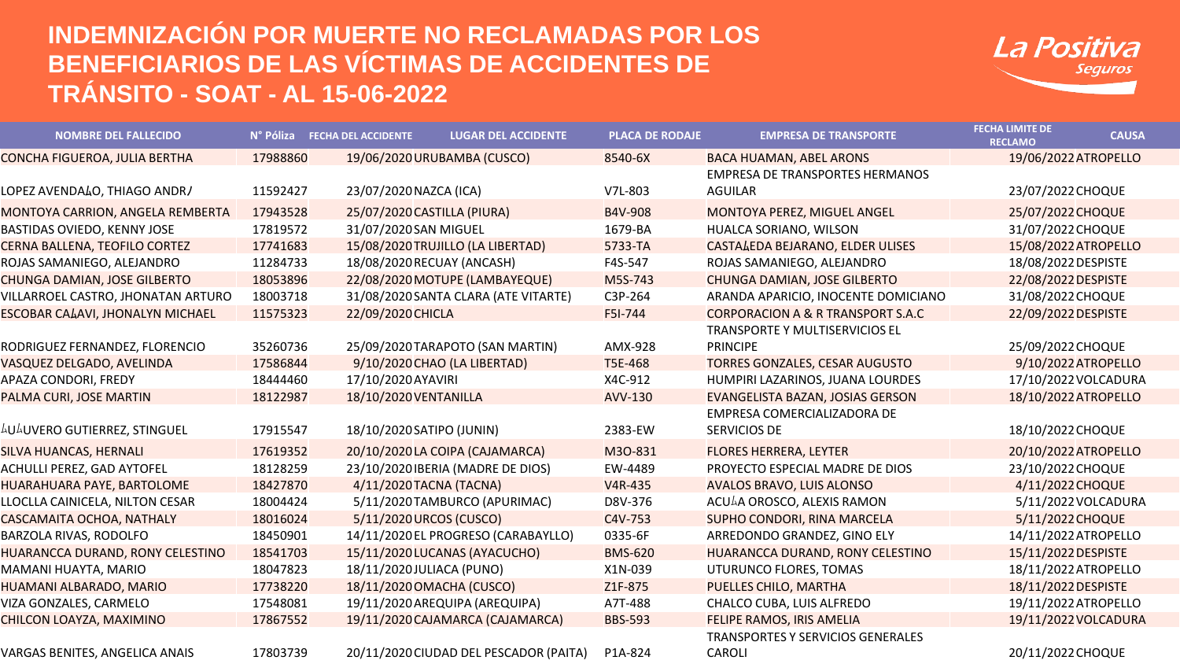# INDEMNIZACIÓN POR MUERTE NO RECLAMADAS POR LOS BENEFICIARIOS DE LAS VÍCTIMAS DE ACCIDENTES DE TRÁNSITO - SOAT - AL 15-06-2022

La Positiva Seguros

| NOMBRE DEL FALLECIDO | N° Póliza | FECHA DEL ACCIDENTE | LUGAR DEL ACCIDENTE | PLACA DE RODAJE | EMPRESA DE TRANSPORTE | FECHA LIMITE DE RECLAMO | CAUSA |
|---|---|---|---|---|---|---|---|
| CONCHA FIGUEROA, JULIA BERTHA | 17988860 | 19/06/2020 | URUBAMBA (CUSCO) | 8540-6X | BACA HUAMAN, ABEL ARONS | 19/06/2022 | ATROPELLO |
| LOPEZ AVENDAÑO, THIAGO ANDR/ | 11592427 | 23/07/2020 | NAZCA (ICA) | V7L-803 | EMPRESA DE TRANSPORTES HERMANOS AGUILAR | 23/07/2022 | CHOQUE |
| MONTOYA CARRION, ANGELA REMBERTA | 17943528 | 25/07/2020 | CASTILLA (PIURA) | B4V-908 | MONTOYA PEREZ, MIGUEL ANGEL | 25/07/2022 | CHOQUE |
| BASTIDAS OVIEDO, KENNY JOSE | 17819572 | 31/07/2020 | SAN MIGUEL | 1679-BA | HUALCA SORIANO, WILSON | 31/07/2022 | CHOQUE |
| CERNA BALLENA, TEOFILO CORTEZ | 17741683 | 15/08/2020 | TRUJILLO (LA LIBERTAD) | 5733-TA | CASTAÑEDA BEJARANO, ELDER ULISES | 15/08/2022 | ATROPELLO |
| ROJAS SAMANIEGO, ALEJANDRO | 11284733 | 18/08/2020 | RECUAY (ANCASH) | F4S-547 | ROJAS SAMANIEGO, ALEJANDRO | 18/08/2022 | DESPISTE |
| CHUNGA DAMIAN, JOSE GILBERTO | 18053896 | 22/08/2020 | MOTUPE (LAMBAYEQUE) | M5S-743 | CHUNGA DAMIAN, JOSE GILBERTO | 22/08/2022 | DESPISTE |
| VILLARROEL CASTRO, JHONATAN ARTURO | 18003718 | 31/08/2020 | SANTA CLARA (ATE VITARTE) | C3P-264 | ARANDA APARICIO, INOCENTE DOMICIANO | 31/08/2022 | CHOQUE |
| ESCOBAR CAÑAVI, JHONALYN MICHAEL | 11575323 | 22/09/2020 | CHICLA | F5I-744 | CORPORACION A & R TRANSPORT S.A.C | 22/09/2022 | DESPISTE |
| RODRIGUEZ FERNANDEZ, FLORENCIO | 35260736 | 25/09/2020 | TARAPOTO (SAN MARTIN) | AMX-928 | TRANSPORTE Y MULTISERVICIOS EL PRINCIPE | 25/09/2022 | CHOQUE |
| VASQUEZ DELGADO, AVELINDA | 17586844 | 9/10/2020 | CHAO (LA LIBERTAD) | T5E-468 | TORRES GONZALES, CESAR AUGUSTO | 9/10/2022 | ATROPELLO |
| APAZA CONDORI, FREDY | 18444460 | 17/10/2020 | AYAVIRI | X4C-912 | HUMPIRI LAZARINOS, JUANA LOURDES | 17/10/2022 | VOLCADURA |
| PALMA CURI, JOSE MARTIN | 18122987 | 18/10/2020 | VENTANILLA | AVV-130 | EVANGELISTA BAZAN, JOSIAS GERSON | 18/10/2022 | ATROPELLO |
| ÑUÑUVERO GUTIERREZ, STINGUEL | 17915547 | 18/10/2020 | SATIPO (JUNIN) | 2383-EW | EMPRESA COMERCIALIZADORA DE SERVICIOS DE | 18/10/2022 | CHOQUE |
| SILVA HUANCAS, HERNALI | 17619352 | 20/10/2020 | LA COIPA (CAJAMARCA) | M3O-831 | FLORES HERRERA, LEYTER | 20/10/2022 | ATROPELLO |
| ACHULLI PEREZ, GAD AYTOFEL | 18128259 | 23/10/2020 | IBERIA (MADRE DE DIOS) | EW-4489 | PROYECTO ESPECIAL MADRE DE DIOS | 23/10/2022 | CHOQUE |
| HUARAHUARA PAYE, BARTOLOME | 18427870 | 4/11/2020 | TACNA (TACNA) | V4R-435 | AVALOS BRAVO, LUIS ALONSO | 4/11/2022 | CHOQUE |
| LLOCLLA CAINICELA, NILTON CESAR | 18004424 | 5/11/2020 | TAMBURCO (APURIMAC) | D8V-376 | ACUÑA OROSCO, ALEXIS RAMON | 5/11/2022 | VOLCADURA |
| CASCAMAITA OCHOA, NATHALY | 18016024 | 5/11/2020 | URCOS (CUSCO) | C4V-753 | SUPHO CONDORI, RINA MARCELA | 5/11/2022 | CHOQUE |
| BARZOLA RIVAS, RODOLFO | 18450901 | 14/11/2020 | EL PROGRESO (CARABAYLLO) | 0335-6F | ARREDONDO GRANDEZ, GINO ELY | 14/11/2022 | ATROPELLO |
| HUARANCCA DURAND, RONY CELESTINO | 18541703 | 15/11/2020 | LUCANAS (AYACUCHO) | BMS-620 | HUARANCCA DURAND, RONY CELESTINO | 15/11/2022 | DESPISTE |
| MAMANI HUAYTA, MARIO | 18047823 | 18/11/2020 | JULIACA (PUNO) | X1N-039 | UTURUNCO FLORES, TOMAS | 18/11/2022 | ATROPELLO |
| HUAMANI ALBARADO, MARIO | 17738220 | 18/11/2020 | OMACHA (CUSCO) | Z1F-875 | PUELLES CHILO, MARTHA | 18/11/2022 | DESPISTE |
| VIZA GONZALES, CARMELO | 17548081 | 19/11/2020 | AREQUIPA (AREQUIPA) | A7T-488 | CHALCO CUBA, LUIS ALFREDO | 19/11/2022 | ATROPELLO |
| CHILCON LOAYZA, MAXIMINO | 17867552 | 19/11/2020 | CAJAMARCA (CAJAMARCA) | BBS-593 | FELIPE RAMOS, IRIS AMELIA | 19/11/2022 | VOLCADURA |
| VARGAS BENITES, ANGELICA ANAIS | 17803739 | 20/11/2020 | CIUDAD DEL PESCADOR (PAITA) | P1A-824 | TRANSPORTES Y SERVICIOS GENERALES CAROLI | 20/11/2022 | CHOQUE |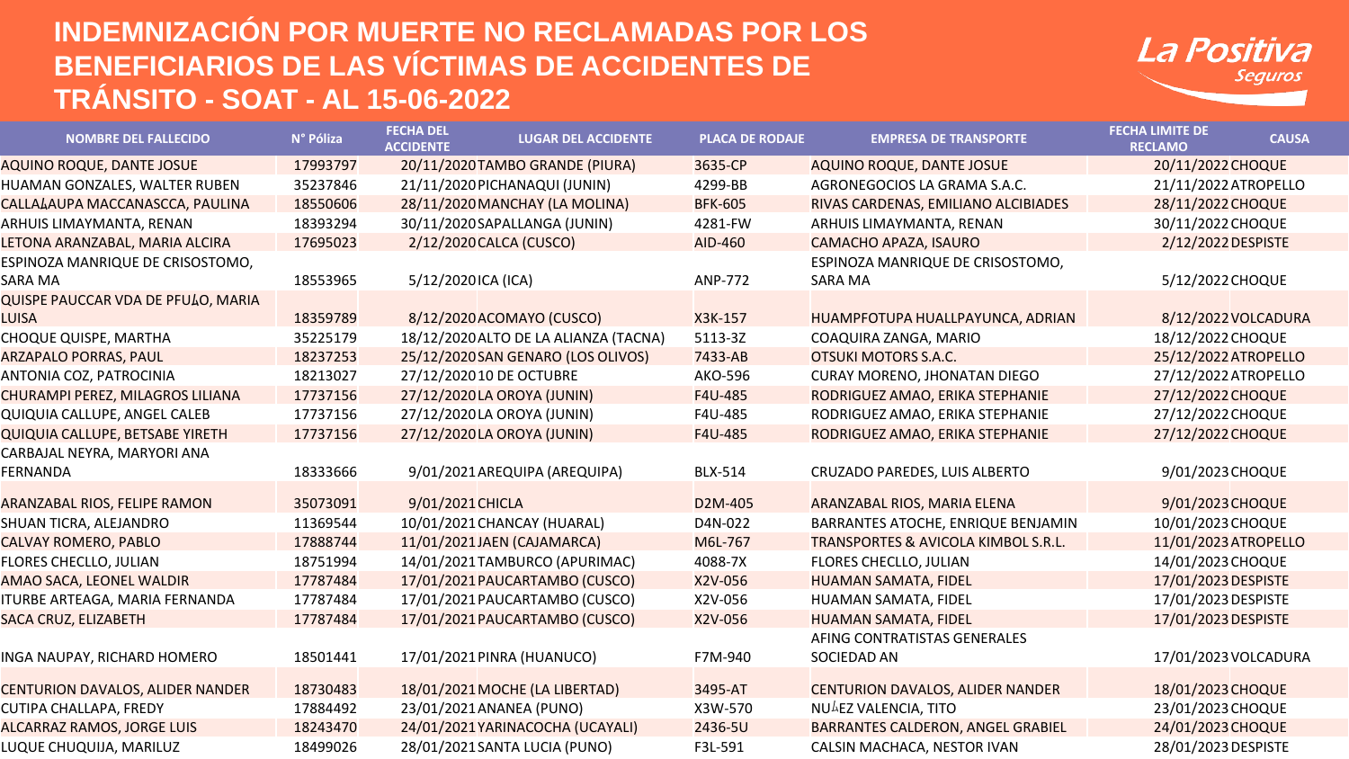# INDEMNIZACIÓN POR MUERTE NO RECLAMADAS POR LOS BENEFICIARIOS DE LAS VÍCTIMAS DE ACCIDENTES DE TRÁNSITO - SOAT - AL 15-06-2022

| NOMBRE DEL FALLECIDO | N° Póliza | FECHA DEL ACCIDENTE | LUGAR DEL ACCIDENTE | PLACA DE RODAJE | EMPRESA DE TRANSPORTE | FECHA LIMITE DE RECLAMO | CAUSA |
|---|---|---|---|---|---|---|---|
| AQUINO ROQUE, DANTE JOSUE | 17993797 | 20/11/2020 | TAMBO GRANDE (PIURA) | 3635-CP | AQUINO ROQUE, DANTE JOSUE | 20/11/2022 | CHOQUE |
| HUAMAN GONZALES, WALTER RUBEN | 35237846 | 21/11/2020 | PICHANAQUI (JUNIN) | 4299-BB | AGRONEGOCIOS LA GRAMA S.A.C. | 21/11/2022 | ATROPELLO |
| CALLAŃAUPA MACCANASCCA, PAULINA | 18550606 | 28/11/2020 | MANCHAY (LA MOLINA) | BFK-605 | RIVAS CARDENAS, EMILIANO ALCIBIADES | 28/11/2022 | CHOQUE |
| ARHUIS LIMAYMANTA, RENAN | 18393294 | 30/11/2020 | SAPALLANGA (JUNIN) | 4281-FW | ARHUIS LIMAYMANTA, RENAN | 30/11/2022 | CHOQUE |
| LETONA ARANZABAL, MARIA ALCIRA | 17695023 | 2/12/2020 | CALCA (CUSCO) | AID-460 | CAMACHO APAZA, ISAURO | 2/12/2022 | DESPISTE |
| ESPINOZA MANRIQUE DE CRISOSTOMO, SARA MA | 18553965 | 5/12/2020 | ICA (ICA) | ANP-772 | ESPINOZA MANRIQUE DE CRISOSTOMO, SARA MA | 5/12/2022 | CHOQUE |
| QUISPE PAUCCAR VDA DE PFUŃO, MARIA LUISA | 18359789 | 8/12/2020 | ACOMAYO (CUSCO) | X3K-157 | HUAMPFOTUPA HUALLPAYUNCA, ADRIAN | 8/12/2022 | VOLCADURA |
| CHOQUE QUISPE, MARTHA | 35225179 | 18/12/2020 | ALTO DE LA ALIANZA (TACNA) | 5113-3Z | COAQUIRA ZANGA, MARIO | 18/12/2022 | CHOQUE |
| ARZAPALO PORRAS, PAUL | 18237253 | 25/12/2020 | SAN GENARO (LOS OLIVOS) | 7433-AB | OTSUKI MOTORS S.A.C. | 25/12/2022 | ATROPELLO |
| ANTONIA COZ, PATROCINIA | 18213027 | 27/12/2020 | 10 DE OCTUBRE | AKO-596 | CURAY MORENO, JHONATAN DIEGO | 27/12/2022 | ATROPELLO |
| CHURAMPI PEREZ, MILAGROS LILIANA | 17737156 | 27/12/2020 | LA OROYA (JUNIN) | F4U-485 | RODRIGUEZ AMAO, ERIKA STEPHANIE | 27/12/2022 | CHOQUE |
| QUIQUIA CALLUPE, ANGEL CALEB | 17737156 | 27/12/2020 | LA OROYA (JUNIN) | F4U-485 | RODRIGUEZ AMAO, ERIKA STEPHANIE | 27/12/2022 | CHOQUE |
| QUIQUIA CALLUPE, BETSABE YIRETH | 17737156 | 27/12/2020 | LA OROYA (JUNIN) | F4U-485 | RODRIGUEZ AMAO, ERIKA STEPHANIE | 27/12/2022 | CHOQUE |
| CARBAJAL NEYRA, MARYORI ANA FERNANDA | 18333666 | 9/01/2021 | AREQUIPA (AREQUIPA) | BLX-514 | CRUZADO PAREDES, LUIS ALBERTO | 9/01/2023 | CHOQUE |
| ARANZABAL RIOS, FELIPE RAMON | 35073091 | 9/01/2021 | CHICLA | D2M-405 | ARANZABAL RIOS, MARIA ELENA | 9/01/2023 | CHOQUE |
| SHUAN TICRA, ALEJANDRO | 11369544 | 10/01/2021 | CHANCAY (HUARAL) | D4N-022 | BARRANTES ATOCHE, ENRIQUE BENJAMIN | 10/01/2023 | CHOQUE |
| CALVAY ROMERO, PABLO | 17888744 | 11/01/2021 | JAEN (CAJAMARCA) | M6L-767 | TRANSPORTES & AVICOLA KIMBOL S.R.L. | 11/01/2023 | ATROPELLO |
| FLORES CHECLLO, JULIAN | 18751994 | 14/01/2021 | TAMBURCO (APURIMAC) | 4088-7X | FLORES CHECLLO, JULIAN | 14/01/2023 | CHOQUE |
| AMAO SACA, LEONEL WALDIR | 17787484 | 17/01/2021 | PAUCARTAMBO (CUSCO) | X2V-056 | HUAMAN SAMATA, FIDEL | 17/01/2023 | DESPISTE |
| ITURBE ARTEAGA, MARIA FERNANDA | 17787484 | 17/01/2021 | PAUCARTAMBO (CUSCO) | X2V-056 | HUAMAN SAMATA, FIDEL | 17/01/2023 | DESPISTE |
| SACA CRUZ, ELIZABETH | 17787484 | 17/01/2021 | PAUCARTAMBO (CUSCO) | X2V-056 | HUAMAN SAMATA, FIDEL | 17/01/2023 | DESPISTE |
| INGA NAUPAY, RICHARD HOMERO | 18501441 | 17/01/2021 | PINRA (HUANUCO) | F7M-940 | AFING CONTRATISTAS GENERALES SOCIEDAD AN | 17/01/2023 | VOLCADURA |
| CENTURION DAVALOS, ALIDER NANDER | 18730483 | 18/01/2021 | MOCHE (LA LIBERTAD) | 3495-AT | CENTURION DAVALOS, ALIDER NANDER | 18/01/2023 | CHOQUE |
| CUTIPA CHALLAPA, FREDY | 17884492 | 23/01/2021 | ANANEA (PUNO) | X3W-570 | NU┴EZ VALENCIA, TITO | 23/01/2023 | CHOQUE |
| ALCARRAZ RAMOS, JORGE LUIS | 18243470 | 24/01/2021 | YARINACOCHA (UCAYALI) | 2436-5U | BARRANTES CALDERON, ANGEL GRABIEL | 24/01/2023 | CHOQUE |
| LUQUE CHUQUIJA, MARILUZ | 18499026 | 28/01/2021 | SANTA LUCIA (PUNO) | F3L-591 | CALSIN MACHACA, NESTOR IVAN | 28/01/2023 | DESPISTE |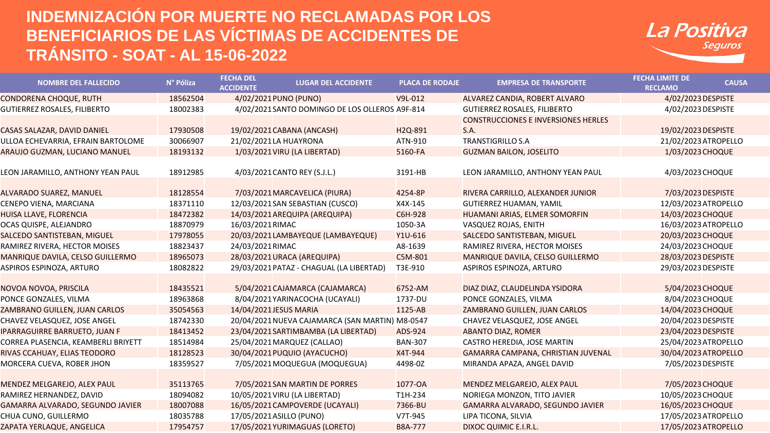# INDEMNIZACIÓN POR MUERTE NO RECLAMADAS POR LOS BENEFICIARIOS DE LAS VÍCTIMAS DE ACCIDENTES DE TRÁNSITO - SOAT - AL 15-06-2022

La Positiva Seguros

| NOMBRE DEL FALLECIDO | N° Póliza | FECHA DEL ACCIDENTE | LUGAR DEL ACCIDENTE | PLACA DE RODAJE | EMPRESA DE TRANSPORTE | FECHA LIMITE DE RECLAMO | CAUSA |
|---|---|---|---|---|---|---|---|
| CONDORENA CHOQUE, RUTH | 18562504 | 4/02/2021 | PUNO (PUNO) | V9L-012 | ALVAREZ CANDIA, ROBERT ALVARO | 4/02/2023 | DESPISTE |
| GUTIERREZ ROSALES, FILIBERTO | 18002383 | 4/02/2021 | SANTO DOMINGO DE LOS OLLEROS | A9F-814 | GUTIERREZ ROSALES, FILIBERTO | 4/02/2023 | DESPISTE |
| CASAS SALAZAR, DAVID DANIEL | 17930508 | 19/02/2021 | CABANA (ANCASH) | H2Q-891 | CONSTRUCCIONES E INVERSIONES HERLES S.A. | 19/02/2023 | DESPISTE |
| ULLOA ECHEVARRIA, EFRAIN BARTOLOME | 30066907 | 21/02/2021 | LA HUAYRONA | ATN-910 | TRANSTIGRILLO S.A | 21/02/2023 | ATROPELLO |
| ARAUJO GUZMAN, LUCIANO MANUEL | 18193132 | 1/03/2021 | VIRU (LA LIBERTAD) | 5160-FA | GUZMAN BAILON, JOSELITO | 1/03/2023 | CHOQUE |
| LEON JARAMILLO, ANTHONY YEAN PAUL | 18912985 | 4/03/2021 | CANTO REY (S.J.L.) | 3191-HB | LEON JARAMILLO, ANTHONY YEAN PAUL | 4/03/2023 | CHOQUE |
| ALVARADO SUAREZ, MANUEL | 18128554 | 7/03/2021 | MARCAVELICA (PIURA) | 4254-8P | RIVERA CARRILLO, ALEXANDER JUNIOR | 7/03/2023 | DESPISTE |
| CENEPO VIENA, MARCIANA | 18371110 | 12/03/2021 | SAN SEBASTIAN (CUSCO) | X4X-145 | GUTIERREZ HUAMAN, YAMIL | 12/03/2023 | ATROPELLO |
| HUISA LLAVE, FLORENCIA | 18472382 | 14/03/2021 | AREQUIPA (AREQUIPA) | C6H-928 | HUAMANI ARIAS, ELMER SOMORFIN | 14/03/2023 | CHOQUE |
| OCAS QUISPE, ALEJANDRO | 18870979 | 16/03/2021 | RIMAC | 1050-3A | VASQUEZ ROJAS, ENITH | 16/03/2023 | ATROPELLO |
| SALCEDO SANTISTEBAN, MIGUEL | 17978055 | 20/03/2021 | LAMBAYEQUE (LAMBAYEQUE) | Y1U-616 | SALCEDO SANTISTEBAN, MIGUEL | 20/03/2023 | CHOQUE |
| RAMIREZ RIVERA, HECTOR MOISES | 18823437 | 24/03/2021 | RIMAC | A8-1639 | RAMIREZ RIVERA, HECTOR MOISES | 24/03/2023 | CHOQUE |
| MANRIQUE DAVILA, CELSO GUILLERMO | 18965073 | 28/03/2021 | URACA (AREQUIPA) | C5M-801 | MANRIQUE DAVILA, CELSO GUILLERMO | 28/03/2023 | DESPISTE |
| ASPIROS ESPINOZA, ARTURO | 18082822 | 29/03/2021 | PATAZ - CHAGUAL (LA LIBERTAD) | T3E-910 | ASPIROS ESPINOZA, ARTURO | 29/03/2023 | DESPISTE |
| NOVOA NOVOA, PRISCILA | 18435521 | 5/04/2021 | CAJAMARCA (CAJAMARCA) | 6752-AM | DIAZ DIAZ, CLAUDELINDA YSIDORA | 5/04/2023 | CHOQUE |
| PONCE GONZALES, VILMA | 18963868 | 8/04/2021 | YARINACOCHA (UCAYALI) | 1737-DU | PONCE GONZALES, VILMA | 8/04/2023 | CHOQUE |
| ZAMBRANO GUILLEN, JUAN CARLOS | 35054563 | 14/04/2021 | JESUS MARIA | 1125-AB | ZAMBRANO GUILLEN, JUAN CARLOS | 14/04/2023 | CHOQUE |
| CHAVEZ VELASQUEZ, JOSE ANGEL | 18742330 | 20/04/2021 | NUEVA CAJAMARCA (SAN MARTIN) | M8-0547 | CHAVEZ VELASQUEZ, JOSE ANGEL | 20/04/2023 | DESPISTE |
| IPARRAGUIRRE BARRUETO, JUAN F | 18413452 | 23/04/2021 | SARTIMBAMBA (LA LIBERTAD) | ADS-924 | ABANTO DIAZ, ROMER | 23/04/2023 | DESPISTE |
| CORREA PLASENCIA, KEAMBERLI BRIYETT | 18514984 | 25/04/2021 | MARQUEZ (CALLAO) | BAN-307 | CASTRO HEREDIA, JOSE MARTIN | 25/04/2023 | ATROPELLO |
| RIVAS CCAHUAY, ELIAS TEODORO | 18128523 | 30/04/2021 | PUQUIO (AYACUCHO) | X4T-944 | GAMARRA CAMPANA, CHRISTIAN JUVENAL | 30/04/2023 | ATROPELLO |
| MORCERA CUEVA, ROBER JHON | 18359527 | 7/05/2021 | MOQUEGUA (MOQUEGUA) | 4498-0Z | MIRANDA APAZA, ANGEL DAVID | 7/05/2023 | DESPISTE |
| MENDEZ MELGAREJO, ALEX PAUL | 35113765 | 7/05/2021 | SAN MARTIN DE PORRES | 1077-OA | MENDEZ MELGAREJO, ALEX PAUL | 7/05/2023 | CHOQUE |
| RAMIREZ HERNANDEZ, DAVID | 18094082 | 10/05/2021 | VIRU (LA LIBERTAD) | T1H-234 | NORIEGA MONZON, TITO JAVIER | 10/05/2023 | CHOQUE |
| GAMARRA ALVARADO, SEGUNDO JAVIER | 18007088 | 16/05/2021 | CAMPOVERDE (UCAYALI) | 7366-BU | GAMARRA ALVARADO, SEGUNDO JAVIER | 16/05/2023 | CHOQUE |
| CHUA CUNO, GUILLERMO | 18035788 | 17/05/2021 | ASILLO (PUNO) | V7T-945 | LIPA TICONA, SILVIA | 17/05/2023 | ATROPELLO |
| ZAPATA YERLAQUE, ANGELICA | 17954757 | 17/05/2021 | YURIMAGUAS (LORETO) | B8A-777 | DIXOC QUIMIC E.I.R.L. | 17/05/2023 | ATROPELLO |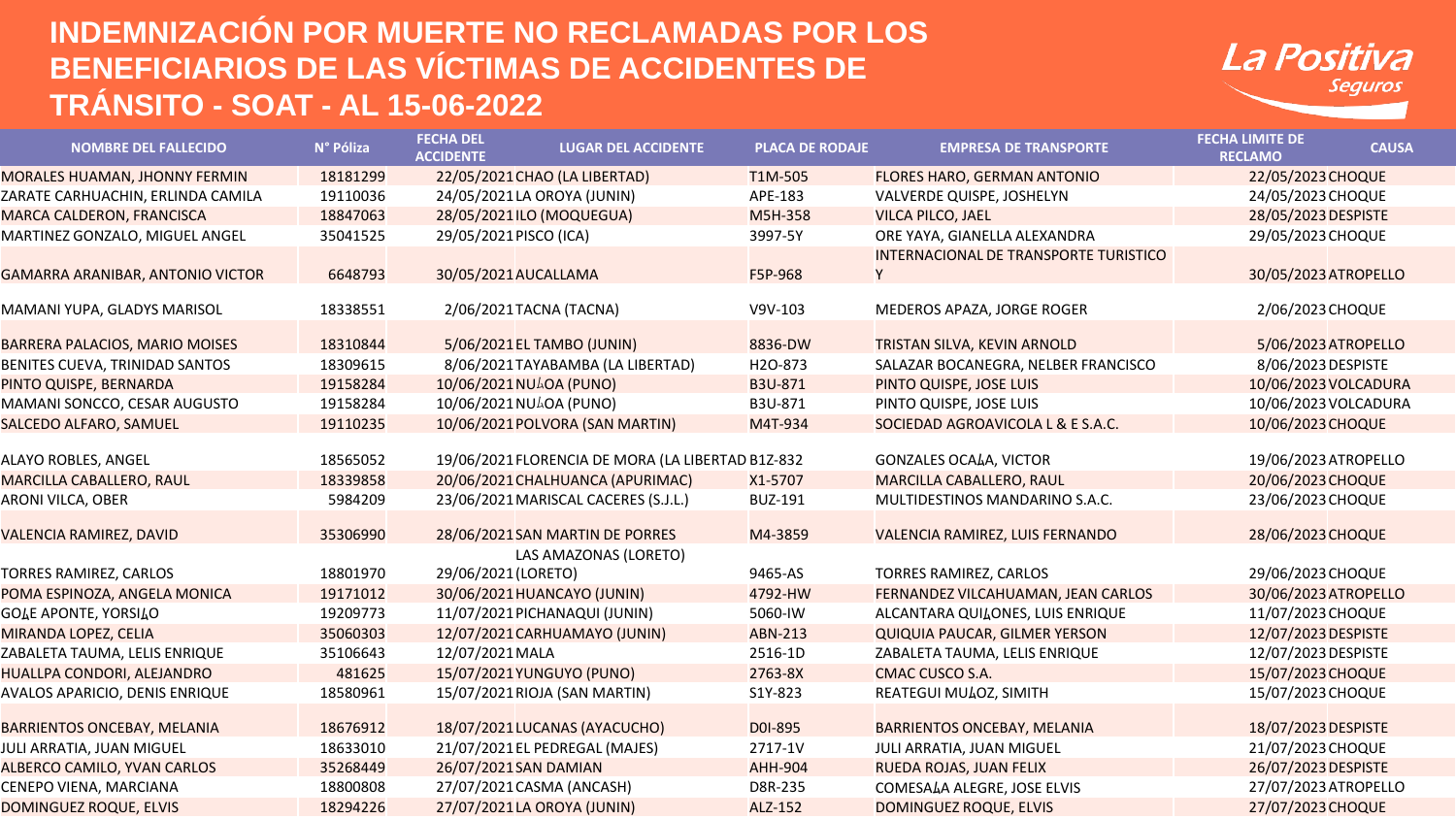# INDEMNIZACIÓN POR MUERTE NO RECLAMADAS POR LOS BENEFICIARIOS DE LAS VÍCTIMAS DE ACCIDENTES DE TRÁNSITO - SOAT - AL 15-06-2022

La Positiva Seguros

| NOMBRE DEL FALLECIDO | N° Póliza | FECHA DEL ACCIDENTE | LUGAR DEL ACCIDENTE | PLACA DE RODAJE | EMPRESA DE TRANSPORTE | FECHA LIMITE DE RECLAMO | CAUSA |
|---|---|---|---|---|---|---|---|
| MORALES HUAMAN, JHONNY FERMIN | 18181299 | 22/05/2021 | CHAO (LA LIBERTAD) | T1M-505 | FLORES HARO, GERMAN ANTONIO | 22/05/2023 | CHOQUE |
| ZARATE CARHUACHIN, ERLINDA CAMILA | 19110036 | 24/05/2021 | LA OROYA (JUNIN) | APE-183 | VALVERDE QUISPE, JOSHELYN | 24/05/2023 | CHOQUE |
| MARCA CALDERON, FRANCISCA | 18847063 | 28/05/2021 | ILO (MOQUEGUA) | M5H-358 | VILCA PILCO, JAEL | 28/05/2023 | DESPISTE |
| MARTINEZ GONZALO, MIGUEL ANGEL | 35041525 | 29/05/2021 | PISCO (ICA) | 3997-5Y | ORE YAYA, GIANELLA ALEXANDRA | 29/05/2023 | CHOQUE |
| GAMARRA ARANIBAR, ANTONIO VICTOR | 6648793 | 30/05/2021 | AUCALLAMA | F5P-968 | INTERNACIONAL DE TRANSPORTE TURISTICO Y | 30/05/2023 | ATROPELLO |
| MAMANI YUPA, GLADYS MARISOL | 18338551 | 2/06/2021 | TACNA (TACNA) | V9V-103 | MEDEROS APAZA, JORGE ROGER | 2/06/2023 | CHOQUE |
| BARRERA PALACIOS, MARIO MOISES | 18310844 | 5/06/2021 | EL TAMBO (JUNIN) | 8836-DW | TRISTAN SILVA, KEVIN ARNOLD | 5/06/2023 | ATROPELLO |
| BENITES CUEVA, TRINIDAD SANTOS | 18309615 | 8/06/2021 | TAYABAMBA (LA LIBERTAD) | H2O-873 | SALAZAR BOCANEGRA, NELBER FRANCISCO | 8/06/2023 | DESPISTE |
| PINTO QUISPE, BERNARDA | 19158284 | 10/06/2021 | NU厶OA (PUNO) | B3U-871 | PINTO QUISPE, JOSE LUIS | 10/06/2023 | VOLCADURA |
| MAMANI SONCCO, CESAR AUGUSTO | 19158284 | 10/06/2021 | NU厶OA (PUNO) | B3U-871 | PINTO QUISPE, JOSE LUIS | 10/06/2023 | VOLCADURA |
| SALCEDO ALFARO, SAMUEL | 19110235 | 10/06/2021 | POLVORA (SAN MARTIN) | M4T-934 | SOCIEDAD AGROAVICOLA L & E S.A.C. | 10/06/2023 | CHOQUE |
| ALAYO ROBLES, ANGEL | 18565052 | 19/06/2021 | FLORENCIA DE MORA (LA LIBERTAD | B1Z-832 | GONZALES OCA厶A, VICTOR | 19/06/2023 | ATROPELLO |
| MARCILLA CABALLERO, RAUL | 18339858 | 20/06/2021 | CHALHUANCA (APURIMAC) | X1-5707 | MARCILLA CABALLERO, RAUL | 20/06/2023 | CHOQUE |
| ARONI VILCA, OBER | 5984209 | 23/06/2021 | MARISCAL CACERES (S.J.L.) | BUZ-191 | MULTIDESTINOS MANDARINO S.A.C. | 23/06/2023 | CHOQUE |
| VALENCIA RAMIREZ, DAVID | 35306990 | 28/06/2021 | SAN MARTIN DE PORRES | M4-3859 | VALENCIA RAMIREZ, LUIS FERNANDO | 28/06/2023 | CHOQUE |
| TORRES RAMIREZ, CARLOS | 18801970 | 29/06/2021 | LAS AMAZONAS (LORETO) (LORETO) | 9465-AS | TORRES RAMIREZ, CARLOS | 29/06/2023 | CHOQUE |
| POMA ESPINOZA, ANGELA MONICA | 19171012 | 30/06/2021 | HUANCAYO (JUNIN) | 4792-HW | FERNANDEZ VILCAHUAMAN, JEAN CARLOS | 30/06/2023 | ATROPELLO |
| GO厶E APONTE, YORSI厶O | 19209773 | 11/07/2021 | PICHANAQUI (JUNIN) | 5060-IW | ALCANTARA QUI厶ONES, LUIS ENRIQUE | 11/07/2023 | CHOQUE |
| MIRANDA LOPEZ, CELIA | 35060303 | 12/07/2021 | CARHUAMAYO (JUNIN) | ABN-213 | QUIQUIA PAUCAR, GILMER YERSON | 12/07/2023 | DESPISTE |
| ZABALETA TAUMA, LELIS ENRIQUE | 35106643 | 12/07/2021 | MALA | 2516-1D | ZABALETA TAUMA, LELIS ENRIQUE | 12/07/2023 | DESPISTE |
| HUALLPA CONDORI, ALEJANDRO | 481625 | 15/07/2021 | YUNGUYO (PUNO) | 2763-8X | CMAC CUSCO S.A. | 15/07/2023 | CHOQUE |
| AVALOS APARICIO, DENIS ENRIQUE | 18580961 | 15/07/2021 | RIOJA (SAN MARTIN) | S1Y-823 | REATEGUI MU厶OZ, SIMITH | 15/07/2023 | CHOQUE |
| BARRIENTOS ONCEBAY, MELANIA | 18676912 | 18/07/2021 | LUCANAS (AYACUCHO) | D0I-895 | BARRIENTOS ONCEBAY, MELANIA | 18/07/2023 | DESPISTE |
| JULI ARRATIA, JUAN MIGUEL | 18633010 | 21/07/2021 | EL PEDREGAL (MAJES) | 2717-1V | JULI ARRATIA, JUAN MIGUEL | 21/07/2023 | CHOQUE |
| ALBERCO CAMILO, YVAN CARLOS | 35268449 | 26/07/2021 | SAN DAMIAN | AHH-904 | RUEDA ROJAS, JUAN FELIX | 26/07/2023 | DESPISTE |
| CENEPO VIENA, MARCIANA | 18800808 | 27/07/2021 | CASMA (ANCASH) | D8R-235 | COMESA厶A ALEGRE, JOSE ELVIS | 27/07/2023 | ATROPELLO |
| DOMINGUEZ ROQUE, ELVIS | 18294226 | 27/07/2021 | LA OROYA (JUNIN) | ALZ-152 | DOMINGUEZ ROQUE, ELVIS | 27/07/2023 | CHOQUE |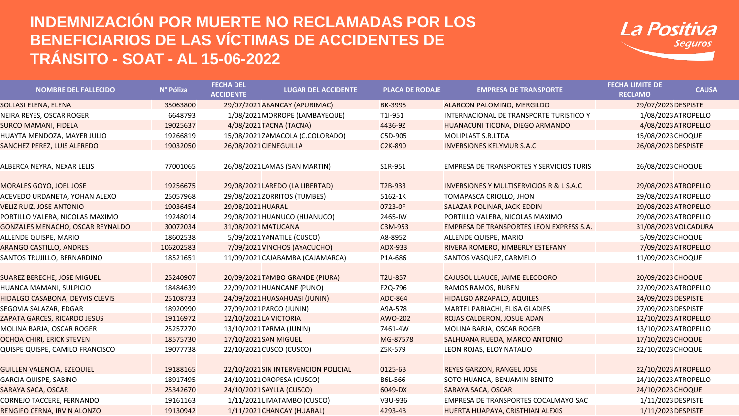# INDEMNIZACIÓN POR MUERTE NO RECLAMADAS POR LOS BENEFICIARIOS DE LAS VÍCTIMAS DE ACCIDENTES DE TRÁNSITO - SOAT - AL 15-06-2022

La Positiva Seguros

| NOMBRE DEL FALLECIDO | N° Póliza | FECHA DEL ACCIDENTE | LUGAR DEL ACCIDENTE | PLACA DE RODAJE | EMPRESA DE TRANSPORTE | FECHA LIMITE DE RECLAMO | CAUSA |
|---|---|---|---|---|---|---|---|
| SOLLASI ELENA, ELENA | 35063800 | 29/07/2021 | ABANCAY (APURIMAC) | BK-3995 | ALARCON PALOMINO, MERGILDO | 29/07/2023 | DESPISTE |
| NEIRA REYES, OSCAR ROGER | 6648793 | 1/08/2021 | MORROPE (LAMBAYEQUE) | T1I-951 | INTERNACIONAL DE TRANSPORTE TURISTICO Y | 1/08/2023 | ATROPELLO |
| SURCO MAMANI, FIDELA | 19025637 | 4/08/2021 | TACNA (TACNA) | 4436-9Z | HUANACUNI TICONA, DIEGO ARMANDO | 4/08/2023 | ATROPELLO |
| HUAYTA MENDOZA, MAYER JULIO | 19266819 | 15/08/2021 | ZAMACOLA (C.COLORADO) | C5D-905 | MOLIPLAST S.R.LTDA | 15/08/2023 | CHOQUE |
| SANCHEZ PEREZ, LUIS ALFREDO | 19032050 | 26/08/2021 | CIENEGUILLA | C2K-890 | INVERSIONES KELYMUR S.A.C. | 26/08/2023 | DESPISTE |
| ALBERCA NEYRA, NEXAR LELIS | 77001065 | 26/08/2021 | LAMAS (SAN MARTIN) | S1R-951 | EMPRESA DE TRANSPORTES Y SERVICIOS TURIS | 26/08/2023 | CHOQUE |
| MORALES GOYO, JOEL JOSE | 19256675 | 29/08/2021 | LAREDO (LA LIBERTAD) | T2B-933 | INVERSIONES Y MULTISERVICIOS R & L S.A.C | 29/08/2023 | ATROPELLO |
| ACEVEDO URDANETA, YOHAN ALEXO | 25057968 | 29/08/2021 | ZORRITOS (TUMBES) | 5162-1K | TOMAPASCA CRIOLLO, JHON | 29/08/2023 | ATROPELLO |
| VELIZ RUIZ, JOSE ANTONIO | 19036454 | 29/08/2021 | HUARAL | 0723-0F | SALAZAR POLINAR, JACK EDDIN | 29/08/2023 | ATROPELLO |
| PORTILLO VALERA, NICOLAS MAXIMO | 19248014 | 29/08/2021 | HUANUCO (HUANUCO) | 2465-IW | PORTILLO VALERA, NICOLAS MAXIMO | 29/08/2023 | ATROPELLO |
| GONZALES MENACHO, OSCAR REYNALDO | 30072034 | 31/08/2021 | MATUCANA | C3M-953 | EMPRESA DE TRANSPORTES LEON EXPRESS S.A. | 31/08/2023 | VOLCADURA |
| ALLENDE QUISPE, MARIO | 18602538 | 5/09/2021 | YANATILE (CUSCO) | A8-8952 | ALLENDE QUISPE, MARIO | 5/09/2023 | CHOQUE |
| ARANGO CASTILLO, ANDRES | 106202583 | 7/09/2021 | VINCHOS (AYACUCHO) | ADX-933 | RIVERA ROMERO, KIMBERLY ESTEFANY | 7/09/2023 | ATROPELLO |
| SANTOS TRUJILLO, BERNARDINO | 18521651 | 11/09/2021 | CAJABAMBA (CAJAMARCA) | P1A-686 | SANTOS VASQUEZ, CARMELO | 11/09/2023 | CHOQUE |
| SUAREZ BERECHE, JOSE MIGUEL | 25240907 | 20/09/2021 | TAMBO GRANDE (PIURA) | T2U-857 | CAJUSOL LLAUCE, JAIME ELEODORO | 20/09/2023 | CHOQUE |
| HUANCA MAMANI, SULPICIO | 18484639 | 22/09/2021 | HUANCANE (PUNO) | F2Q-796 | RAMOS RAMOS, RUBEN | 22/09/2023 | ATROPELLO |
| HIDALGO CASABONA, DEYVIS CLEVIS | 25108733 | 24/09/2021 | HUASAHUASI (JUNIN) | ADC-864 | HIDALGO ARZAPALO, AQUILES | 24/09/2023 | DESPISTE |
| SEGOVIA SALAZAR, EDGAR | 18920990 | 27/09/2021 | PARCO (JUNIN) | A9A-578 | MARTEL PARIACHI, ELISA GLADIES | 27/09/2023 | DESPISTE |
| ZAPATA GARCES, RICARDO JESUS | 19116972 | 12/10/2021 | LA VICTORIA | AWO-202 | ROJAS CALDERON, JOSUE ADAN | 12/10/2023 | ATROPELLO |
| MOLINA BARJA, OSCAR ROGER | 25257270 | 13/10/2021 | TARMA (JUNIN) | 7461-4W | MOLINA BARJA, OSCAR ROGER | 13/10/2023 | ATROPELLO |
| OCHOA CHIRI, ERICK STEVEN | 18575730 | 17/10/2021 | SAN MIGUEL | MG-87578 | SALHUANA RUEDA, MARCO ANTONIO | 17/10/2023 | CHOQUE |
| QUISPE QUISPE, CAMILO FRANCISCO | 19077738 | 22/10/2021 | CUSCO (CUSCO) | Z5K-579 | LEON ROJAS, ELOY NATALIO | 22/10/2023 | CHOQUE |
| GUILLEN VALENCIA, EZEQUIEL | 19188165 | 22/10/2021 | SIN INTERVENCION POLICIAL | 0125-6B | REYES GARZON, RANGEL JOSE | 22/10/2023 | ATROPELLO |
| GARCIA QUISPE, SABINO | 18917495 | 24/10/2021 | OROPESA (CUSCO) | B6L-566 | SOTO HUANCA, BENJAMIN BENITO | 24/10/2023 | ATROPELLO |
| SARAYA SACA, OSCAR | 25342670 | 24/10/2021 | SAYLLA (CUSCO) | 6049-DX | SARAYA SACA, OSCAR | 24/10/2023 | CHOQUE |
| CORNEJO TACCERE, FERNANDO | 19161163 | 1/11/2021 | LIMATAMBO (CUSCO) | V3U-936 | EMPRESA DE TRANSPORTES COCALMAYO SAC | 1/11/2023 | DESPISTE |
| RENGIFO CERNA, IRVIN ALONZO | 19130942 | 1/11/2021 | CHANCAY (HUARAL) | 4293-4B | HUERTA HUAPAYA, CRISTHIAN ALEXIS | 1/11/2023 | DESPISTE |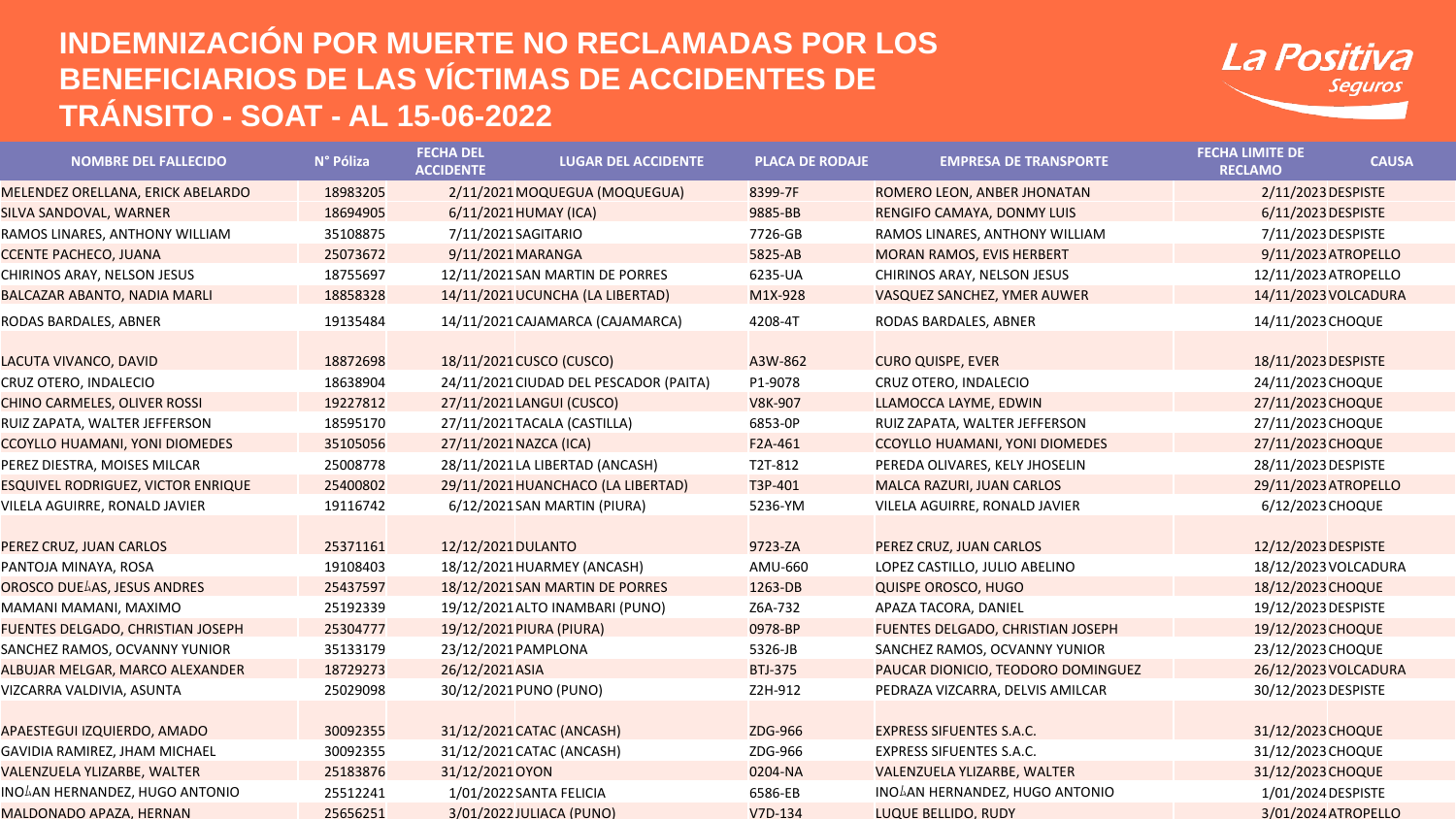# INDEMNIZACIÓN POR MUERTE NO RECLAMADAS POR LOS BENEFICIARIOS DE LAS VÍCTIMAS DE ACCIDENTES DE TRÁNSITO - SOAT - AL 15-06-2022

| NOMBRE DEL FALLECIDO | N° Póliza | FECHA DEL ACCIDENTE | LUGAR DEL ACCIDENTE | PLACA DE RODAJE | EMPRESA DE TRANSPORTE | FECHA LIMITE DE RECLAMO | CAUSA |
|---|---|---|---|---|---|---|---|
| MELENDEZ ORELLANA, ERICK ABELARDO | 18983205 | 2/11/2021 | MOQUEGUA (MOQUEGUA) | 8399-7F | ROMERO LEON, ANBER JHONATAN | 2/11/2023 | DESPISTE |
| SILVA SANDOVAL, WARNER | 18694905 | 6/11/2021 | HUMAY (ICA) | 9885-BB | RENGIFO CAMAYA, DONMY LUIS | 6/11/2023 | DESPISTE |
| RAMOS LINARES, ANTHONY WILLIAM | 35108875 | 7/11/2021 | SAGITARIO | 7726-GB | RAMOS LINARES, ANTHONY WILLIAM | 7/11/2023 | DESPISTE |
| CCENTE PACHECO, JUANA | 25073672 | 9/11/2021 | MARANGA | 5825-AB | MORAN RAMOS, EVIS HERBERT | 9/11/2023 | ATROPELLO |
| CHIRINOS ARAY, NELSON JESUS | 18755697 | 12/11/2021 | SAN MARTIN DE PORRES | 6235-UA | CHIRINOS ARAY, NELSON JESUS | 12/11/2023 | ATROPELLO |
| BALCAZAR ABANTO, NADIA MARLI | 18858328 | 14/11/2021 | UCUNCHA (LA LIBERTAD) | M1X-928 | VASQUEZ SANCHEZ, YMER AUWER | 14/11/2023 | VOLCADURA |
| RODAS BARDALES, ABNER | 19135484 | 14/11/2021 | CAJAMARCA (CAJAMARCA) | 4208-4T | RODAS BARDALES, ABNER | 14/11/2023 | CHOQUE |
| LACUTA VIVANCO, DAVID | 18872698 | 18/11/2021 | CUSCO (CUSCO) | A3W-862 | CURO QUISPE, EVER | 18/11/2023 | DESPISTE |
| CRUZ OTERO, INDALECIO | 18638904 | 24/11/2021 | CIUDAD DEL PESCADOR (PAITA) | P1-9078 | CRUZ OTERO, INDALECIO | 24/11/2023 | CHOQUE |
| CHINO CARMELES, OLIVER ROSSI | 19227812 | 27/11/2021 | LANGUI (CUSCO) | V8K-907 | LLAMOCCA LAYME, EDWIN | 27/11/2023 | CHOQUE |
| RUIZ ZAPATA, WALTER JEFFERSON | 18595170 | 27/11/2021 | TACALA (CASTILLA) | 6853-0P | RUIZ ZAPATA, WALTER JEFFERSON | 27/11/2023 | CHOQUE |
| CCOYLLO HUAMANI, YONI DIOMEDES | 35105056 | 27/11/2021 | NAZCA (ICA) | F2A-461 | CCOYLLO HUAMANI, YONI DIOMEDES | 27/11/2023 | CHOQUE |
| PEREZ DIESTRA, MOISES MILCAR | 25008778 | 28/11/2021 | LA LIBERTAD (ANCASH) | T2T-812 | PEREDA OLIVARES, KELY JHOSELIN | 28/11/2023 | DESPISTE |
| ESQUIVEL RODRIGUEZ, VICTOR ENRIQUE | 25400802 | 29/11/2021 | HUANCHACO (LA LIBERTAD) | T3P-401 | MALCA RAZURI, JUAN CARLOS | 29/11/2023 | ATROPELLO |
| VILELA AGUIRRE, RONALD JAVIER | 19116742 | 6/12/2021 | SAN MARTIN (PIURA) | 5236-YM | VILELA AGUIRRE, RONALD JAVIER | 6/12/2023 | CHOQUE |
| PEREZ CRUZ, JUAN CARLOS | 25371161 | 12/12/2021 | DULANTO | 9723-ZA | PEREZ CRUZ, JUAN CARLOS | 12/12/2023 | DESPISTE |
| PANTOJA MINAYA, ROSA | 19108403 | 18/12/2021 | HUARMEY (ANCASH) | AMU-660 | LOPEZ CASTILLO, JULIO ABELINO | 18/12/2023 | VOLCADURA |
| OROSCO DUEÑAS, JESUS ANDRES | 25437597 | 18/12/2021 | SAN MARTIN DE PORRES | 1263-DB | QUISPE OROSCO, HUGO | 18/12/2023 | CHOQUE |
| MAMANI MAMANI, MAXIMO | 25192339 | 19/12/2021 | ALTO INAMBARI (PUNO) | Z6A-732 | APAZA TACORA, DANIEL | 19/12/2023 | DESPISTE |
| FUENTES DELGADO, CHRISTIAN JOSEPH | 25304777 | 19/12/2021 | PIURA (PIURA) | 0978-BP | FUENTES DELGADO, CHRISTIAN JOSEPH | 19/12/2023 | CHOQUE |
| SANCHEZ RAMOS, OCVANNY YUNIOR | 35133179 | 23/12/2021 | PAMPLONA | 5326-JB | SANCHEZ RAMOS, OCVANNY YUNIOR | 23/12/2023 | CHOQUE |
| ALBUJAR MELGAR, MARCO ALEXANDER | 18729273 | 26/12/2021 | ASIA | BTJ-375 | PAUCAR DIONICIO, TEODORO DOMINGUEZ | 26/12/2023 | VOLCADURA |
| VIZCARRA VALDIVIA, ASUNTA | 25029098 | 30/12/2021 | PUNO (PUNO) | Z2H-912 | PEDRAZA VIZCARRA, DELVIS AMILCAR | 30/12/2023 | DESPISTE |
| APAESTEGUI IZQUIERDO, AMADO | 30092355 | 31/12/2021 | CATAC (ANCASH) | ZDG-966 | EXPRESS SIFUENTES S.A.C. | 31/12/2023 | CHOQUE |
| GAVIDIA RAMIREZ, JHAM MICHAEL | 30092355 | 31/12/2021 | CATAC (ANCASH) | ZDG-966 | EXPRESS SIFUENTES S.A.C. | 31/12/2023 | CHOQUE |
| VALENZUELA YLIZARBE, WALTER | 25183876 | 31/12/2021 | OYON | 0204-NA | VALENZUELA YLIZARBE, WALTER | 31/12/2023 | CHOQUE |
| INOÑAN HERNANDEZ, HUGO ANTONIO | 25512241 | 1/01/2022 | SANTA FELICIA | 6586-EB | INOÑAN HERNANDEZ, HUGO ANTONIO | 1/01/2024 | DESPISTE |
| MALDONADO APAZA, HERNAN | 25656251 | 3/01/2022 | JULIACA (PUNO) | V7D-134 | LUQUE BELLIDO, RUDY | 3/01/2024 | ATROPELLO |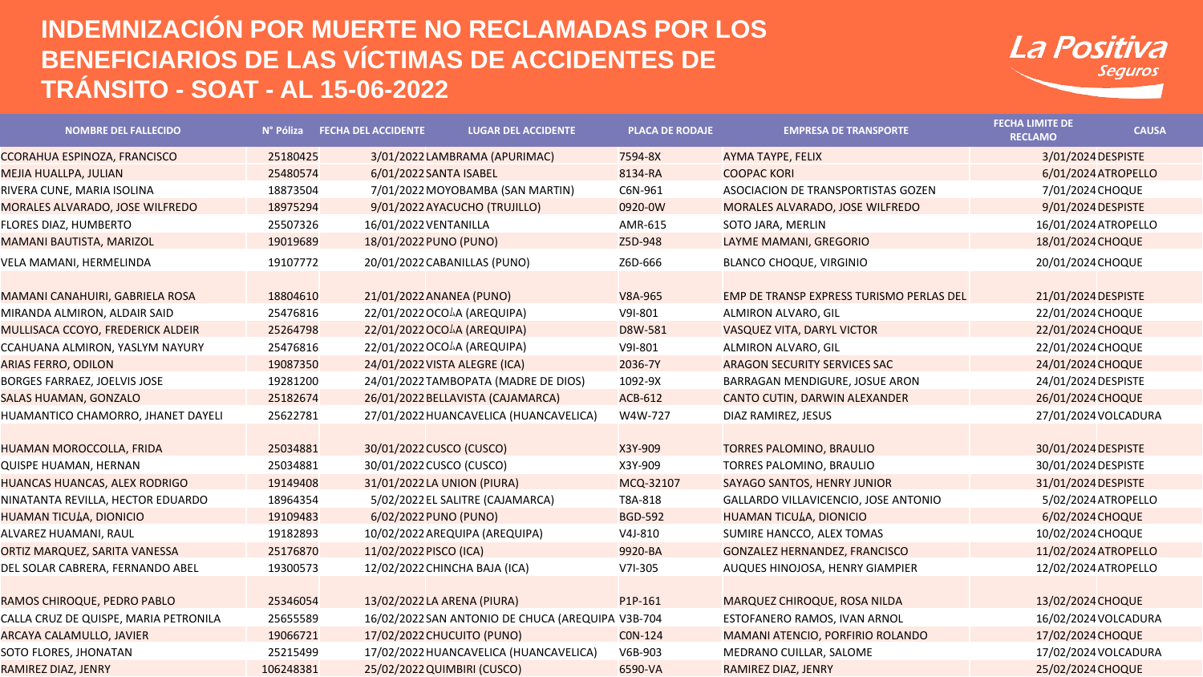# INDEMNIZACIÓN POR MUERTE NO RECLAMADAS POR LOS BENEFICIARIOS DE LAS VÍCTIMAS DE ACCIDENTES DE TRÁNSITO - SOAT - AL 15-06-2022

La Positiva Seguros

| NOMBRE DEL FALLECIDO | N° Póliza | FECHA DEL ACCIDENTE | LUGAR DEL ACCIDENTE | PLACA DE RODAJE | EMPRESA DE TRANSPORTE | FECHA LIMITE DE RECLAMO | CAUSA |
|---|---|---|---|---|---|---|---|
| CCORAHUA ESPINOZA, FRANCISCO | 25180425 | 3/01/2022 | LAMBRAMA (APURIMAC) | 7594-8X | AYMA TAYPE, FELIX | 3/01/2024 | DESPISTE |
| MEJIA HUALLPA, JULIAN | 25480574 | 6/01/2022 | SANTA ISABEL | 8134-RA | COOPAC KORI | 6/01/2024 | ATROPELLO |
| RIVERA CUNE, MARIA ISOLINA | 18873504 | 7/01/2022 | MOYOBAMBA (SAN MARTIN) | C6N-961 | ASOCIACION DE TRANSPORTISTAS GOZEN | 7/01/2024 | CHOQUE |
| MORALES ALVARADO, JOSE WILFREDO | 18975294 | 9/01/2022 | AYACUCHO (TRUJILLO) | 0920-0W | MORALES ALVARADO, JOSE WILFREDO | 9/01/2024 | DESPISTE |
| FLORES DIAZ, HUMBERTO | 25507326 | 16/01/2022 | VENTANILLA | AMR-615 | SOTO JARA, MERLIN | 16/01/2024 | ATROPELLO |
| MAMANI BAUTISTA, MARIZOL | 19019689 | 18/01/2022 | PUNO (PUNO) | Z5D-948 | LAYME MAMANI, GREGORIO | 18/01/2024 | CHOQUE |
| VELA MAMANI, HERMELINDA | 19107772 | 20/01/2022 | CABANILLAS (PUNO) | Z6D-666 | BLANCO CHOQUE, VIRGINIO | 20/01/2024 | CHOQUE |
| MAMANI CANAHUIRI, GABRIELA ROSA | 18804610 | 21/01/2022 | ANANEA (PUNO) | V8A-965 | EMP DE TRANSP EXPRESS TURISMO PERLAS DEL | 21/01/2024 | DESPISTE |
| MIRANDA ALMIRON, ALDAIR SAID | 25476816 | 22/01/2022 | OCOÑA (AREQUIPA) | V9I-801 | ALMIRON ALVARO, GIL | 22/01/2024 | CHOQUE |
| MULLISACA CCOYO, FREDERICK ALDEIR | 25264798 | 22/01/2022 | OCOÑA (AREQUIPA) | D8W-581 | VASQUEZ VITA, DARYL VICTOR | 22/01/2024 | CHOQUE |
| CCAHUANA ALMIRON, YASLYM NAYURY | 25476816 | 22/01/2022 | OCOÑA (AREQUIPA) | V9I-801 | ALMIRON ALVARO, GIL | 22/01/2024 | CHOQUE |
| ARIAS FERRO, ODILON | 19087350 | 24/01/2022 | VISTA ALEGRE (ICA) | 2036-7Y | ARAGON SECURITY SERVICES SAC | 24/01/2024 | CHOQUE |
| BORGES FARRAEZ, JOELVIS JOSE | 19281200 | 24/01/2022 | TAMBOPATA (MADRE DE DIOS) | 1092-9X | BARRAGAN MENDIGURE, JOSUE ARON | 24/01/2024 | DESPISTE |
| SALAS HUAMAN, GONZALO | 25182674 | 26/01/2022 | BELLAVISTA (CAJAMARCA) | ACB-612 | CANTO CUTIN, DARWIN ALEXANDER | 26/01/2024 | CHOQUE |
| HUAMANTICO CHAMORRO, JHANET DAYELI | 25622781 | 27/01/2022 | HUANCAVELICA (HUANCAVELICA) | W4W-727 | DIAZ RAMIREZ, JESUS | 27/01/2024 | VOLCADURA |
| HUAMAN MOROCCOLLA, FRIDA | 25034881 | 30/01/2022 | CUSCO (CUSCO) | X3Y-909 | TORRES PALOMINO, BRAULIO | 30/01/2024 | DESPISTE |
| QUISPE HUAMAN, HERNAN | 25034881 | 30/01/2022 | CUSCO (CUSCO) | X3Y-909 | TORRES PALOMINO, BRAULIO | 30/01/2024 | DESPISTE |
| HUANCAS HUANCAS, ALEX RODRIGO | 19149408 | 31/01/2022 | LA UNION (PIURA) | MCQ-32107 | SAYAGO SANTOS, HENRY JUNIOR | 31/01/2024 | DESPISTE |
| NINATANTA REVILLA, HECTOR EDUARDO | 18964354 | 5/02/2022 | EL SALITRE (CAJAMARCA) | T8A-818 | GALLARDO VILLAVICENCIO, JOSE ANTONIO | 5/02/2024 | ATROPELLO |
| HUAMAN TICUÑA, DIONICIO | 19109483 | 6/02/2022 | PUNO (PUNO) | BGD-592 | HUAMAN TICUÑA, DIONICIO | 6/02/2024 | CHOQUE |
| ALVAREZ HUAMANI, RAUL | 19182893 | 10/02/2022 | AREQUIPA (AREQUIPA) | V4J-810 | SUMIRE HANCCO, ALEX TOMAS | 10/02/2024 | CHOQUE |
| ORTIZ MARQUEZ, SARITA VANESSA | 25176870 | 11/02/2022 | PISCO (ICA) | 9920-BA | GONZALEZ HERNANDEZ, FRANCISCO | 11/02/2024 | ATROPELLO |
| DEL SOLAR CABRERA, FERNANDO ABEL | 19300573 | 12/02/2022 | CHINCHA BAJA (ICA) | V7I-305 | AUQUES HINOJOSA, HENRY GIAMPIER | 12/02/2024 | ATROPELLO |
| RAMOS CHIROQUE, PEDRO PABLO | 25346054 | 13/02/2022 | LA ARENA (PIURA) | P1P-161 | MARQUEZ CHIROQUE, ROSA NILDA | 13/02/2024 | CHOQUE |
| CALLA CRUZ DE QUISPE, MARIA PETRONILA | 25655589 | 16/02/2022 | SAN ANTONIO DE CHUCA (AREQUIPA | V3B-704 | ESTOFANERO RAMOS, IVAN ARNOL | 16/02/2024 | VOLCADURA |
| ARCAYA CALAMULLO, JAVIER | 19066721 | 17/02/2022 | CHUCUITO (PUNO) | C0N-124 | MAMANI ATENCIO, PORFIRIO ROLANDO | 17/02/2024 | CHOQUE |
| SOTO FLORES, JHONATAN | 25215499 | 17/02/2022 | HUANCAVELICA (HUANCAVELICA) | V6B-903 | MEDRANO CUILLAR, SALOME | 17/02/2024 | VOLCADURA |
| RAMIREZ DIAZ, JENRY | 106248381 | 25/02/2022 | QUIMBIRI (CUSCO) | 6590-VA | RAMIREZ DIAZ, JENRY | 25/02/2024 | CHOQUE |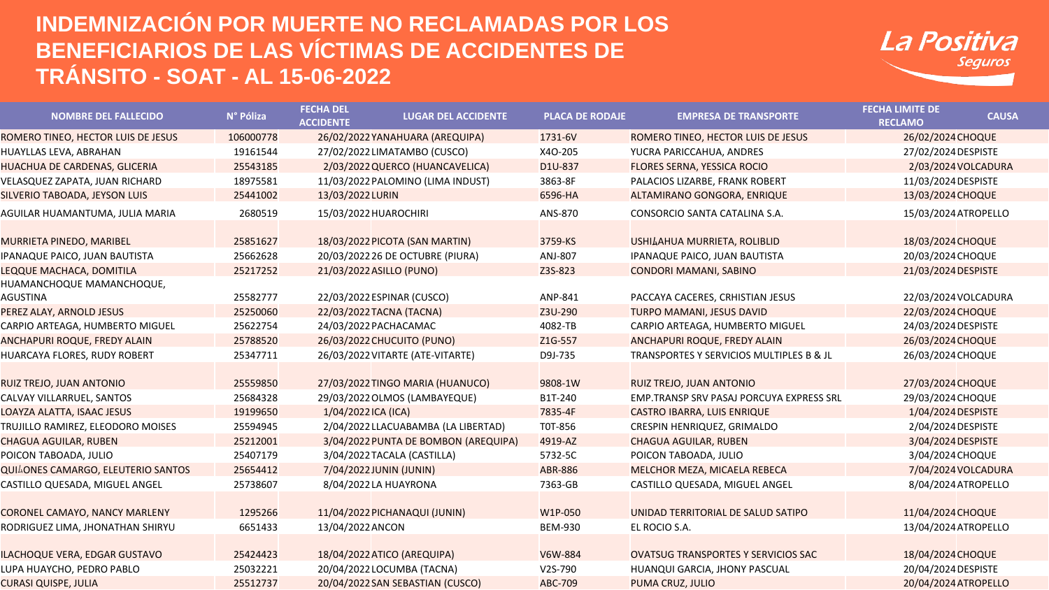# INDEMNIZACIÓN POR MUERTE NO RECLAMADAS POR LOS BENEFICIARIOS DE LAS VÍCTIMAS DE ACCIDENTES DE TRÁNSITO - SOAT - AL 15-06-2022

La Positiva Seguros

| NOMBRE DEL FALLECIDO | N° Póliza | FECHA DEL ACCIDENTE | LUGAR DEL ACCIDENTE | PLACA DE RODAJE | EMPRESA DE TRANSPORTE | FECHA LIMITE DE RECLAMO | CAUSA |
|---|---|---|---|---|---|---|---|
| ROMERO TINEO, HECTOR LUIS DE JESUS | 106000778 | 26/02/2022 | YANAHUARA (AREQUIPA) | 1731-6V | ROMERO TINEO, HECTOR LUIS DE JESUS | 26/02/2024 | CHOQUE |
| HUAYLLAS LEVA, ABRAHAN | 19161544 | 27/02/2022 | LIMATAMBO (CUSCO) | X4O-205 | YUCRA PARICCAHUA, ANDRES | 27/02/2024 | DESPISTE |
| HUACHUA DE CARDENAS, GLICERIA | 25543185 | 2/03/2022 | QUERCO (HUANCAVELICA) | D1U-837 | FLORES SERNA, YESSICA ROCIO | 2/03/2024 | VOLCADURA |
| VELASQUEZ ZAPATA, JUAN RICHARD | 18975581 | 11/03/2022 | PALOMINO (LIMA INDUST) | 3863-8F | PALACIOS LIZARBE, FRANK ROBERT | 11/03/2024 | DESPISTE |
| SILVERIO TABOADA, JEYSON LUIS | 25441002 | 13/03/2022 | LURIN | 6596-HA | ALTAMIRANO GONGORA, ENRIQUE | 13/03/2024 | CHOQUE |
| AGUILAR HUAMANTUMA, JULIA MARIA | 2680519 | 15/03/2022 | HUAROCHIRI | ANS-870 | CONSORCIO SANTA CATALINA S.A. | 15/03/2024 | ATROPELLO |
| MURRIETA PINEDO, MARIBEL | 25851627 | 18/03/2022 | PICOTA (SAN MARTIN) | 3759-KS | USHI⍋AHUA MURRIETA, ROLIBLID | 18/03/2024 | CHOQUE |
| IPANAQUE PAICO, JUAN BAUTISTA | 25662628 | 20/03/2022 | 26 DE OCTUBRE (PIURA) | ANJ-807 | IPANAQUE PAICO, JUAN BAUTISTA | 20/03/2024 | CHOQUE |
| LEQQUE MACHACA, DOMITILA | 25217252 | 21/03/2022 | ASILLO (PUNO) | Z3S-823 | CONDORI MAMANI, SABINO | 21/03/2024 | DESPISTE |
| HUAMANCHOQUE MAMANCHOQUE, AGUSTINA | 25582777 | 22/03/2022 | ESPINAR (CUSCO) | ANP-841 | PACCAYA CACERES, CRHISTIAN JESUS | 22/03/2024 | VOLCADURA |
| PEREZ ALAY, ARNOLD JESUS | 25250060 | 22/03/2022 | TACNA (TACNA) | Z3U-290 | TURPO MAMANI, JESUS DAVID | 22/03/2024 | CHOQUE |
| CARPIO ARTEAGA, HUMBERTO MIGUEL | 25622754 | 24/03/2022 | PACHACAMAC | 4082-TB | CARPIO ARTEAGA, HUMBERTO MIGUEL | 24/03/2024 | DESPISTE |
| ANCHAPURI ROQUE, FREDY ALAIN | 25788520 | 26/03/2022 | CHUCUITO (PUNO) | Z1G-557 | ANCHAPURI ROQUE, FREDY ALAIN | 26/03/2024 | CHOQUE |
| HUARCAYA FLORES, RUDY ROBERT | 25347711 | 26/03/2022 | VITARTE (ATE-VITARTE) | D9J-735 | TRANSPORTES Y SERVICIOS MULTIPLES B & JL | 26/03/2024 | CHOQUE |
| RUIZ TREJO, JUAN ANTONIO | 25559850 | 27/03/2022 | TINGO MARIA (HUANUCO) | 9808-1W | RUIZ TREJO, JUAN ANTONIO | 27/03/2024 | CHOQUE |
| CALVAY VILLARRUEL, SANTOS | 25684328 | 29/03/2022 | OLMOS (LAMBAYEQUE) | B1T-240 | EMP.TRANSP SRV PASAJ PORCUYA EXPRESS SRL | 29/03/2024 | CHOQUE |
| LOAYZA ALATTA, ISAAC JESUS | 19199650 | 1/04/2022 | ICA (ICA) | 7835-4F | CASTRO IBARRA, LUIS ENRIQUE | 1/04/2024 | DESPISTE |
| TRUJILLO RAMIREZ, ELEODORO MOISES | 25594945 | 2/04/2022 | LLACUABAMBA (LA LIBERTAD) | T0T-856 | CRESPIN HENRIQUEZ, GRIMALDO | 2/04/2024 | DESPISTE |
| CHAGUA AGUILAR, RUBEN | 25212001 | 3/04/2022 | PUNTA DE BOMBON (AREQUIPA) | 4919-AZ | CHAGUA AGUILAR, RUBEN | 3/04/2024 | DESPISTE |
| POICON TABOADA, JULIO | 25407179 | 3/04/2022 | TACALA (CASTILLA) | 5732-5C | POICON TABOADA, JULIO | 3/04/2024 | CHOQUE |
| QUI⍋ONES CAMARGO, ELEUTERIO SANTOS | 25654412 | 7/04/2022 | JUNIN (JUNIN) | ABR-886 | MELCHOR MEZA, MICAELA REBECA | 7/04/2024 | VOLCADURA |
| CASTILLO QUESADA, MIGUEL ANGEL | 25738607 | 8/04/2022 | LA HUAYRONA | 7363-GB | CASTILLO QUESADA, MIGUEL ANGEL | 8/04/2024 | ATROPELLO |
| CORONEL CAMAYO, NANCY MARLENY | 1295266 | 11/04/2022 | PICHANAQUI (JUNIN) | W1P-050 | UNIDAD TERRITORIAL DE SALUD SATIPO | 11/04/2024 | CHOQUE |
| RODRIGUEZ LIMA, JHONATHAN SHIRYU | 6651433 | 13/04/2022 | ANCON | BEM-930 | EL ROCIO S.A. | 13/04/2024 | ATROPELLO |
| ILACHOQUE VERA, EDGAR GUSTAVO | 25424423 | 18/04/2022 | ATICO (AREQUIPA) | V6W-884 | OVATSUG TRANSPORTES Y SERVICIOS SAC | 18/04/2024 | CHOQUE |
| LUPA HUAYCHO, PEDRO PABLO | 25032221 | 20/04/2022 | LOCUMBA (TACNA) | V2S-790 | HUANQUI GARCIA, JHONY PASCUAL | 20/04/2024 | DESPISTE |
| CURASI QUISPE, JULIA | 25512737 | 20/04/2022 | SAN SEBASTIAN (CUSCO) | ABC-709 | PUMA CRUZ, JULIO | 20/04/2024 | ATROPELLO |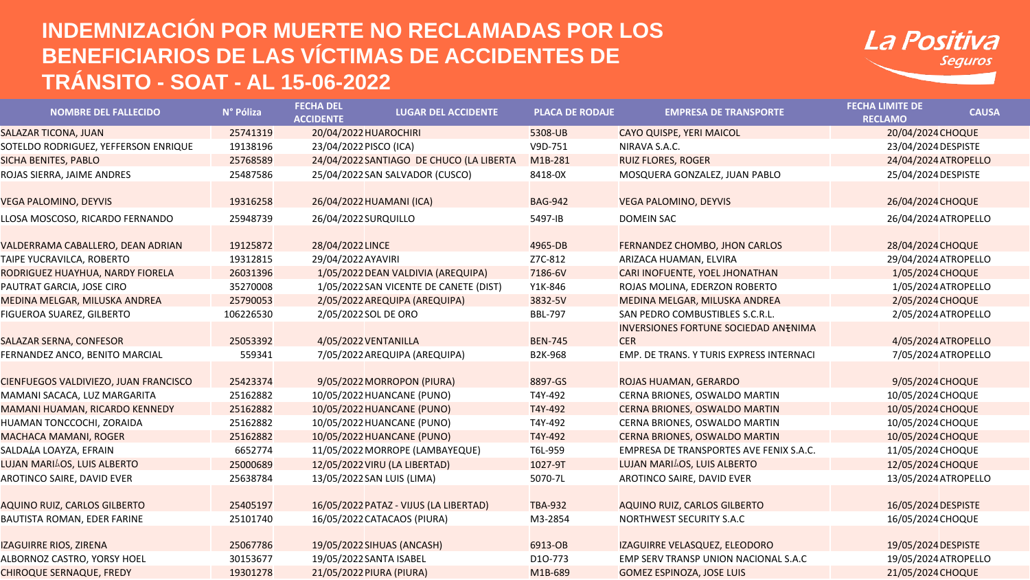# INDEMNIZACIÓN POR MUERTE NO RECLAMADAS POR LOS BENEFICIARIOS DE LAS VÍCTIMAS DE ACCIDENTES DE TRÁNSITO - SOAT - AL 15-06-2022

La Positiva Seguros

| NOMBRE DEL FALLECIDO | N° Póliza | FECHA DEL ACCIDENTE | LUGAR DEL ACCIDENTE | PLACA DE RODAJE | EMPRESA DE TRANSPORTE | FECHA LIMITE DE RECLAMO | CAUSA |
|---|---|---|---|---|---|---|---|
| SALAZAR TICONA, JUAN | 25741319 | 20/04/2022 | HUAROCHIRI | 5308-UB | CAYO QUISPE, YERI MAICOL | 20/04/2024 | CHOQUE |
| SOTELDO RODRIGUEZ, YEFFERSON ENRIQUE | 19138196 | 23/04/2022 | PISCO (ICA) | V9D-751 | NIRAVA S.A.C. | 23/04/2024 | DESPISTE |
| SICHA BENITES, PABLO | 25768589 | 24/04/2022 | SANTIAGO DE CHUCO (LA LIBERTA | M1B-281 | RUIZ FLORES, ROGER | 24/04/2024 | ATROPELLO |
| ROJAS SIERRA, JAIME ANDRES | 25487586 | 25/04/2022 | SAN SALVADOR (CUSCO) | 8418-0X | MOSQUERA GONZALEZ, JUAN PABLO | 25/04/2024 | DESPISTE |
| VEGA PALOMINO, DEYVIS | 19316258 | 26/04/2022 | HUAMANI (ICA) | BAG-942 | VEGA PALOMINO, DEYVIS | 26/04/2024 | CHOQUE |
| LLOSA MOSCOSO, RICARDO FERNANDO | 25948739 | 26/04/2022 | SURQUILLO | 5497-IB | DOMEIN SAC | 26/04/2024 | ATROPELLO |
| VALDERRAMA CABALLERO, DEAN ADRIAN | 19125872 | 28/04/2022 | LINCE | 4965-DB | FERNANDEZ CHOMBO, JHON CARLOS | 28/04/2024 | CHOQUE |
| TAIPE YUCRAVILCA, ROBERTO | 19312815 | 29/04/2022 | AYAVIRI | Z7C-812 | ARIZACA HUAMAN, ELVIRA | 29/04/2024 | ATROPELLO |
| RODRIGUEZ HUAYHUA, NARDY FIORELA | 26031396 | 1/05/2022 | DEAN VALDIVIA (AREQUIPA) | 7186-6V | CARI INOFUENTE, YOEL JHONATHAN | 1/05/2024 | CHOQUE |
| PAUTRAT GARCIA, JOSE CIRO | 35270008 | 1/05/2022 | SAN VICENTE DE CANETE (DIST) | Y1K-846 | ROJAS MOLINA, EDERZON ROBERTO | 1/05/2024 | ATROPELLO |
| MEDINA MELGAR, MILUSKA ANDREA | 25790053 | 2/05/2022 | AREQUIPA (AREQUIPA) | 3832-5V | MEDINA MELGAR, MILUSKA ANDREA | 2/05/2024 | CHOQUE |
| FIGUEROA SUAREZ, GILBERTO | 106226530 | 2/05/2022 | SOL DE ORO | BBL-797 | SAN PEDRO COMBUSTIBLES S.C.R.L. | 2/05/2024 | ATROPELLO |
| SALAZAR SERNA, CONFESOR | 25053392 | 4/05/2022 | VENTANILLA | BEN-745 | INVERSIONES FORTUNE SOCIEDAD AN‡NIMA CER | 4/05/2024 | ATROPELLO |
| FERNANDEZ ANCO, BENITO MARCIAL | 559341 | 7/05/2022 | AREQUIPA (AREQUIPA) | B2K-968 | EMP. DE TRANS. Y TURIS EXPRESS INTERNACI | 7/05/2024 | ATROPELLO |
| CIENFUEGOS VALDIVIEZO, JUAN FRANCISCO | 25423374 | 9/05/2022 | MORROPON (PIURA) | 8897-GS | ROJAS HUAMAN, GERARDO | 9/05/2024 | CHOQUE |
| MAMANI SACACA, LUZ MARGARITA | 25162882 | 10/05/2022 | HUANCANE (PUNO) | T4Y-492 | CERNA BRIONES, OSWALDO MARTIN | 10/05/2024 | CHOQUE |
| MAMANI HUAMAN, RICARDO KENNEDY | 25162882 | 10/05/2022 | HUANCANE (PUNO) | T4Y-492 | CERNA BRIONES, OSWALDO MARTIN | 10/05/2024 | CHOQUE |
| HUAMAN TONCCOCHI, ZORAIDA | 25162882 | 10/05/2022 | HUANCANE (PUNO) | T4Y-492 | CERNA BRIONES, OSWALDO MARTIN | 10/05/2024 | CHOQUE |
| MACHACA MAMANI, ROGER | 25162882 | 10/05/2022 | HUANCANE (PUNO) | T4Y-492 | CERNA BRIONES, OSWALDO MARTIN | 10/05/2024 | CHOQUE |
| SALDAÄA LOAYZA, EFRAIN | 6652774 | 11/05/2022 | MORROPE (LAMBAYEQUE) | T6L-959 | EMPRESA DE TRANSPORTES AVE FENIX S.A.C. | 11/05/2024 | CHOQUE |
| LUJAN MARIÄOS, LUIS ALBERTO | 25000689 | 12/05/2022 | VIRU (LA LIBERTAD) | 1027-9T | LUJAN MARIÄOS, LUIS ALBERTO | 12/05/2024 | CHOQUE |
| AROTINCO SAIRE, DAVID EVER | 25638784 | 13/05/2022 | SAN LUIS (LIMA) | 5070-7L | AROTINCO SAIRE, DAVID EVER | 13/05/2024 | ATROPELLO |
| AQUINO RUIZ, CARLOS GILBERTO | 25405197 | 16/05/2022 | PATAZ - VIJUS (LA LIBERTAD) | TBA-932 | AQUINO RUIZ, CARLOS GILBERTO | 16/05/2024 | DESPISTE |
| BAUTISTA ROMAN, EDER FARINE | 25101740 | 16/05/2022 | CATACAOS (PIURA) | M3-2854 | NORTHWEST SECURITY S.A.C | 16/05/2024 | CHOQUE |
| IZAGUIRRE RIOS, ZIRENA | 25067786 | 19/05/2022 | SIHUAS (ANCASH) | 6913-OB | IZAGUIRRE VELASQUEZ, ELEODORO | 19/05/2024 | DESPISTE |
| ALBORNOZ CASTRO, YORSY HOEL | 30153677 | 19/05/2022 | SANTA ISABEL | D1O-773 | EMP SERV TRANSP UNION NACIONAL S.A.C | 19/05/2024 | ATROPELLO |
| CHIROQUE SERNAQUE, FREDY | 19301278 | 21/05/2022 | PIURA (PIURA) | M1B-689 | GOMEZ ESPINOZA, JOSE LUIS | 21/05/2024 | CHOQUE |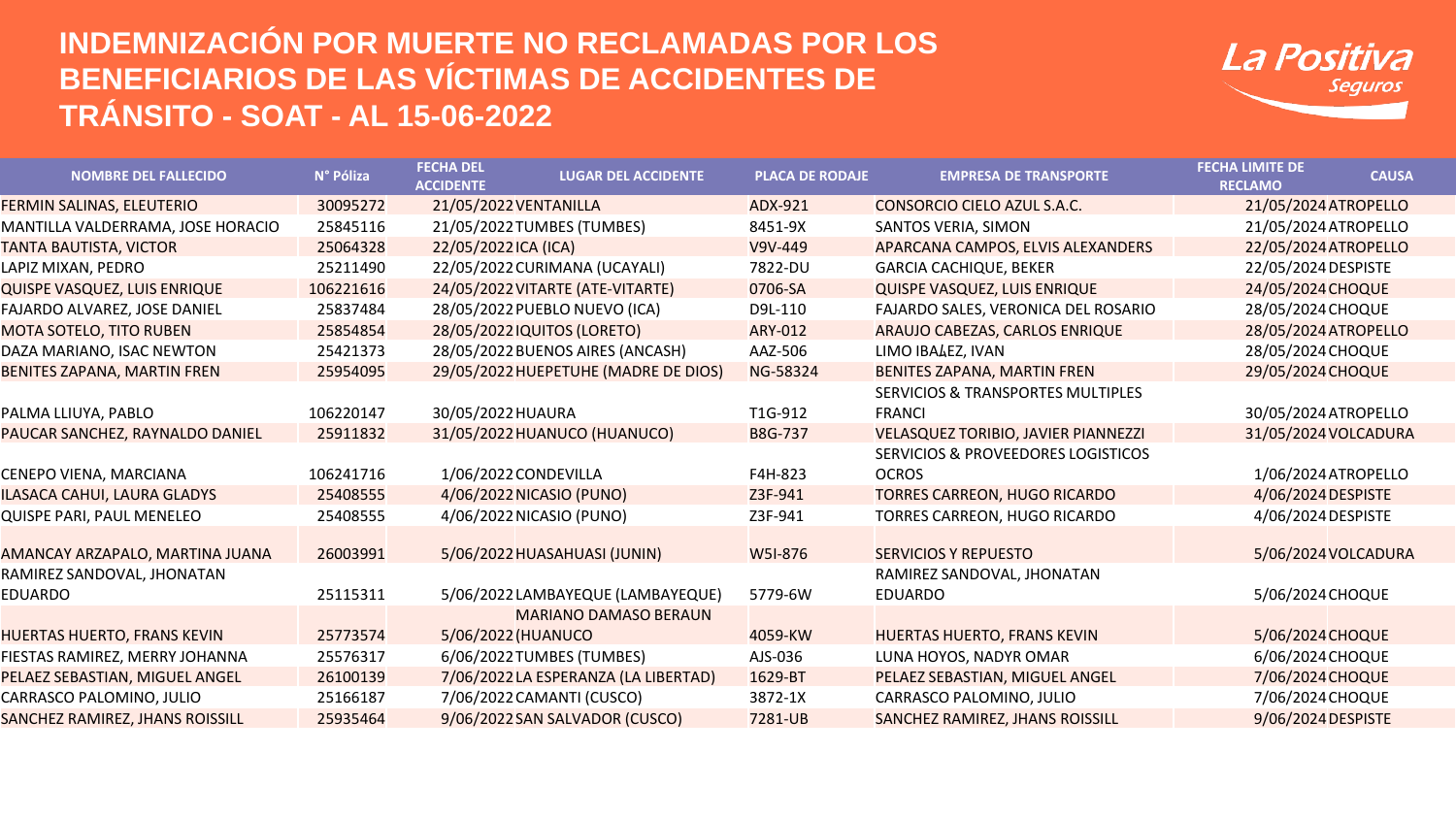# INDEMNIZACIÓN POR MUERTE NO RECLAMADAS POR LOS BENEFICIARIOS DE LAS VÍCTIMAS DE ACCIDENTES DE TRÁNSITO - SOAT - AL 15-06-2022

La Positiva Seguros

| NOMBRE DEL FALLECIDO | N° Póliza | FECHA DEL ACCIDENTE | LUGAR DEL ACCIDENTE | PLACA DE RODAJE | EMPRESA DE TRANSPORTE | FECHA LIMITE DE RECLAMO | CAUSA |
|---|---|---|---|---|---|---|---|
| FERMIN SALINAS, ELEUTERIO | 30095272 | 21/05/2022 | VENTANILLA | ADX-921 | CONSORCIO CIELO AZUL S.A.C. | 21/05/2024 | ATROPELLO |
| MANTILLA VALDERRAMA, JOSE HORACIO | 25845116 | 21/05/2022 | TUMBES (TUMBES) | 8451-9X | SANTOS VERIA, SIMON | 21/05/2024 | ATROPELLO |
| TANTA BAUTISTA, VICTOR | 25064328 | 22/05/2022 | ICA (ICA) | V9V-449 | APARCANA CAMPOS, ELVIS ALEXANDERS | 22/05/2024 | ATROPELLO |
| LAPIZ MIXAN, PEDRO | 25211490 | 22/05/2022 | CURIMANA (UCAYALI) | 7822-DU | GARCIA CACHIQUE, BEKER | 22/05/2024 | DESPISTE |
| QUISPE VASQUEZ, LUIS ENRIQUE | 106221616 | 24/05/2022 | VITARTE (ATE-VITARTE) | 0706-SA | QUISPE VASQUEZ, LUIS ENRIQUE | 24/05/2024 | CHOQUE |
| FAJARDO ALVAREZ, JOSE DANIEL | 25837484 | 28/05/2022 | PUEBLO NUEVO (ICA) | D9L-110 | FAJARDO SALES, VERONICA DEL ROSARIO | 28/05/2024 | CHOQUE |
| MOTA SOTELO, TITO RUBEN | 25854854 | 28/05/2022 | IQUITOS (LORETO) | ARY-012 | ARAUJO CABEZAS, CARLOS ENRIQUE | 28/05/2024 | ATROPELLO |
| DAZA MARIANO, ISAC NEWTON | 25421373 | 28/05/2022 | BUENOS AIRES (ANCASH) | AAZ-506 | LIMO IBA¿EZ, IVAN | 28/05/2024 | CHOQUE |
| BENITES ZAPANA, MARTIN FREN | 25954095 | 29/05/2022 | HUEPETUHE (MADRE DE DIOS) | NG-58324 | BENITES ZAPANA, MARTIN FREN | 29/05/2024 | CHOQUE |
| PALMA LLIUYA, PABLO | 106220147 | 30/05/2022 | HUAURA | T1G-912 | SERVICIOS & TRANSPORTES MULTIPLES FRANCI | 30/05/2024 | ATROPELLO |
| PAUCAR SANCHEZ, RAYNALDO DANIEL | 25911832 | 31/05/2022 | HUANUCO (HUANUCO) | B8G-737 | VELASQUEZ TORIBIO, JAVIER PIANNEZZI | 31/05/2024 | VOLCADURA |
| CENEPO VIENA, MARCIANA | 106241716 | 1/06/2022 | CONDEVILLA | F4H-823 | SERVICIOS & PROVEEDORES LOGISTICOS OCROS | 1/06/2024 | ATROPELLO |
| ILASACA CAHUI, LAURA GLADYS | 25408555 | 4/06/2022 | NICASIO (PUNO) | Z3F-941 | TORRES CARREON, HUGO RICARDO | 4/06/2024 | DESPISTE |
| QUISPE PARI, PAUL MENELEO | 25408555 | 4/06/2022 | NICASIO (PUNO) | Z3F-941 | TORRES CARREON, HUGO RICARDO | 4/06/2024 | DESPISTE |
| AMANCAY ARZAPALO, MARTINA JUANA | 26003991 | 5/06/2022 | HUASAHUASI (JUNIN) | W5I-876 | SERVICIOS Y REPUESTO | 5/06/2024 | VOLCADURA |
| RAMIREZ SANDOVAL, JHONATAN EDUARDO | 25115311 | 5/06/2022 | LAMBAYEQUE (LAMBAYEQUE) | 5779-6W | RAMIREZ SANDOVAL, JHONATAN EDUARDO | 5/06/2024 | CHOQUE |
| HUERTAS HUERTO, FRANS KEVIN | 25773574 | 5/06/2022 | MARIANO DAMASO BERAUN (HUANUCO | 4059-KW | HUERTAS HUERTO, FRANS KEVIN | 5/06/2024 | CHOQUE |
| FIESTAS RAMIREZ, MERRY JOHANNA | 25576317 | 6/06/2022 | TUMBES (TUMBES) | AJS-036 | LUNA HOYOS, NADYR OMAR | 6/06/2024 | CHOQUE |
| PELAEZ SEBASTIAN, MIGUEL ANGEL | 26100139 | 7/06/2022 | LA ESPERANZA (LA LIBERTAD) | 1629-BT | PELAEZ SEBASTIAN, MIGUEL ANGEL | 7/06/2024 | CHOQUE |
| CARRASCO PALOMINO, JULIO | 25166187 | 7/06/2022 | CAMANTI (CUSCO) | 3872-1X | CARRASCO PALOMINO, JULIO | 7/06/2024 | CHOQUE |
| SANCHEZ RAMIREZ, JHANS ROISSILL | 25935464 | 9/06/2022 | SAN SALVADOR (CUSCO) | 7281-UB | SANCHEZ RAMIREZ, JHANS ROISSILL | 9/06/2024 | DESPISTE |